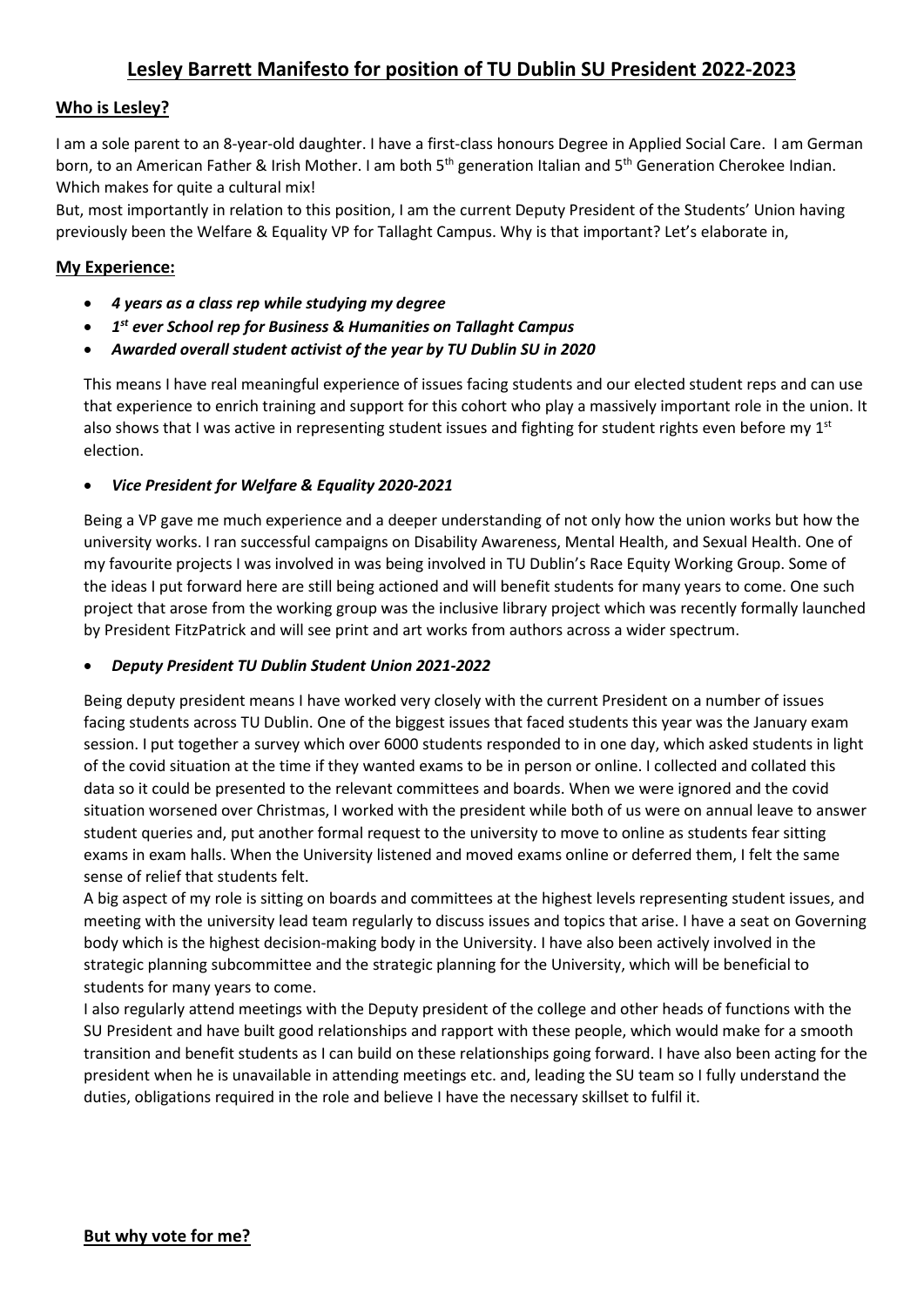# Lesley Barrett Manifesto for position of TU Dublin SU President 2022-2023

## Who is Lesley?

I am a sole parent to an 8-year-old daughter. I have a first-class honours Degree in Applied Social Care. I am German born, to an American Father & Irish Mother. I am both 5th generation Italian and 5th Generation Cherokee Indian. Which makes for quite a cultural mix!

But, most importantly in relation to this position, I am the current Deputy President of the Students' Union having previously been the Welfare & Equality VP for Tallaght Campus. Why is that important? Let's elaborate in,

## My Experience:

- ***4 years as a class rep while studying my degree***
- ***1st ever School rep for Business & Humanities on Tallaght Campus***
- ***Awarded overall student activist of the year by TU Dublin SU in 2020***

This means I have real meaningful experience of issues facing students and our elected student reps and can use that experience to enrich training and support for this cohort who play a massively important role in the union. It also shows that I was active in representing student issues and fighting for student rights even before my 1st election.

- ***Vice President for Welfare & Equality 2020-2021***

Being a VP gave me much experience and a deeper understanding of not only how the union works but how the university works. I ran successful campaigns on Disability Awareness, Mental Health, and Sexual Health. One of my favourite projects I was involved in was being involved in TU Dublin's Race Equity Working Group. Some of the ideas I put forward here are still being actioned and will benefit students for many years to come. One such project that arose from the working group was the inclusive library project which was recently formally launched by President FitzPatrick and will see print and art works from authors across a wider spectrum.

- ***Deputy President TU Dublin Student Union 2021-2022***

Being deputy president means I have worked very closely with the current President on a number of issues facing students across TU Dublin. One of the biggest issues that faced students this year was the January exam session. I put together a survey which over 6000 students responded to in one day, which asked students in light of the covid situation at the time if they wanted exams to be in person or online. I collected and collated this data so it could be presented to the relevant committees and boards. When we were ignored and the covid situation worsened over Christmas, I worked with the president while both of us were on annual leave to answer student queries and, put another formal request to the university to move to online as students fear sitting exams in exam halls. When the University listened and moved exams online or deferred them, I felt the same sense of relief that students felt.

A big aspect of my role is sitting on boards and committees at the highest levels representing student issues, and meeting with the university lead team regularly to discuss issues and topics that arise. I have a seat on Governing body which is the highest decision-making body in the University. I have also been actively involved in the strategic planning subcommittee and the strategic planning for the University, which will be beneficial to students for many years to come.

I also regularly attend meetings with the Deputy president of the college and other heads of functions with the SU President and have built good relationships and rapport with these people, which would make for a smooth transition and benefit students as I can build on these relationships going forward. I have also been acting for the president when he is unavailable in attending meetings etc. and, leading the SU team so I fully understand the duties, obligations required in the role and believe I have the necessary skillset to fulfil it.

## But why vote for me?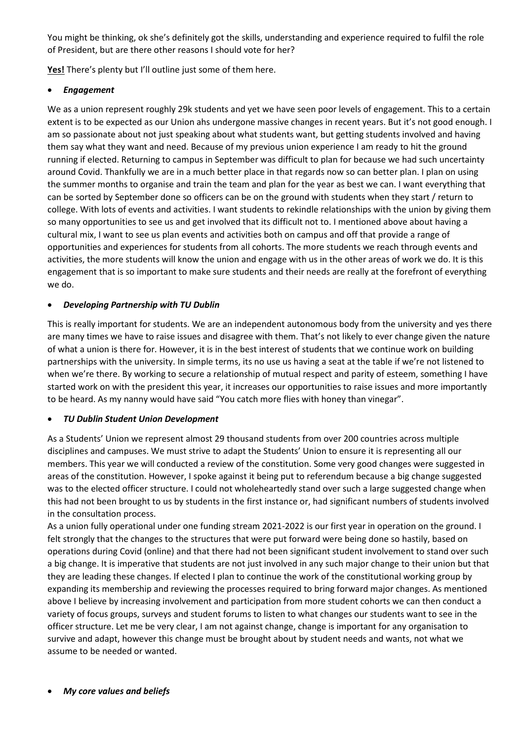You might be thinking, ok she's definitely got the skills, understanding and experience required to fulfil the role of President, but are there other reasons I should vote for her?

**Yes!** There's plenty but I'll outline just some of them here.

- ***Engagement***

We as a union represent roughly 29k students and yet we have seen poor levels of engagement. This to a certain extent is to be expected as our Union ahs undergone massive changes in recent years. But it's not good enough. I am so passionate about not just speaking about what students want, but getting students involved and having them say what they want and need. Because of my previous union experience I am ready to hit the ground running if elected. Returning to campus in September was difficult to plan for because we had such uncertainty around Covid. Thankfully we are in a much better place in that regards now so can better plan. I plan on using the summer months to organise and train the team and plan for the year as best we can. I want everything that can be sorted by September done so officers can be on the ground with students when they start / return to college. With lots of events and activities. I want students to rekindle relationships with the union by giving them so many opportunities to see us and get involved that its difficult not to. I mentioned above about having a cultural mix, I want to see us plan events and activities both on campus and off that provide a range of opportunities and experiences for students from all cohorts. The more students we reach through events and activities, the more students will know the union and engage with us in the other areas of work we do. It is this engagement that is so important to make sure students and their needs are really at the forefront of everything we do.

- ***Developing Partnership with TU Dublin***

This is really important for students. We are an independent autonomous body from the university and yes there are many times we have to raise issues and disagree with them. That's not likely to ever change given the nature of what a union is there for. However, it is in the best interest of students that we continue work on building partnerships with the university. In simple terms, its no use us having a seat at the table if we're not listened to when we're there. By working to secure a relationship of mutual respect and parity of esteem, something I have started work on with the president this year, it increases our opportunities to raise issues and more importantly to be heard. As my nanny would have said "You catch more flies with honey than vinegar".

- ***TU Dublin Student Union Development***

As a Students' Union we represent almost 29 thousand students from over 200 countries across multiple disciplines and campuses. We must strive to adapt the Students' Union to ensure it is representing all our members. This year we will conducted a review of the constitution. Some very good changes were suggested in areas of the constitution. However, I spoke against it being put to referendum because a big change suggested was to the elected officer structure. I could not wholeheartedly stand over such a large suggested change when this had not been brought to us by students in the first instance or, had significant numbers of students involved in the consultation process.

As a union fully operational under one funding stream 2021-2022 is our first year in operation on the ground. I felt strongly that the changes to the structures that were put forward were being done so hastily, based on operations during Covid (online) and that there had not been significant student involvement to stand over such a big change. It is imperative that students are not just involved in any such major change to their union but that they are leading these changes. If elected I plan to continue the work of the constitutional working group by expanding its membership and reviewing the processes required to bring forward major changes. As mentioned above I believe by increasing involvement and participation from more student cohorts we can then conduct a variety of focus groups, surveys and student forums to listen to what changes our students want to see in the officer structure. Let me be very clear, I am not against change, change is important for any organisation to survive and adapt, however this change must be brought about by student needs and wants, not what we assume to be needed or wanted.

- ***My core values and beliefs***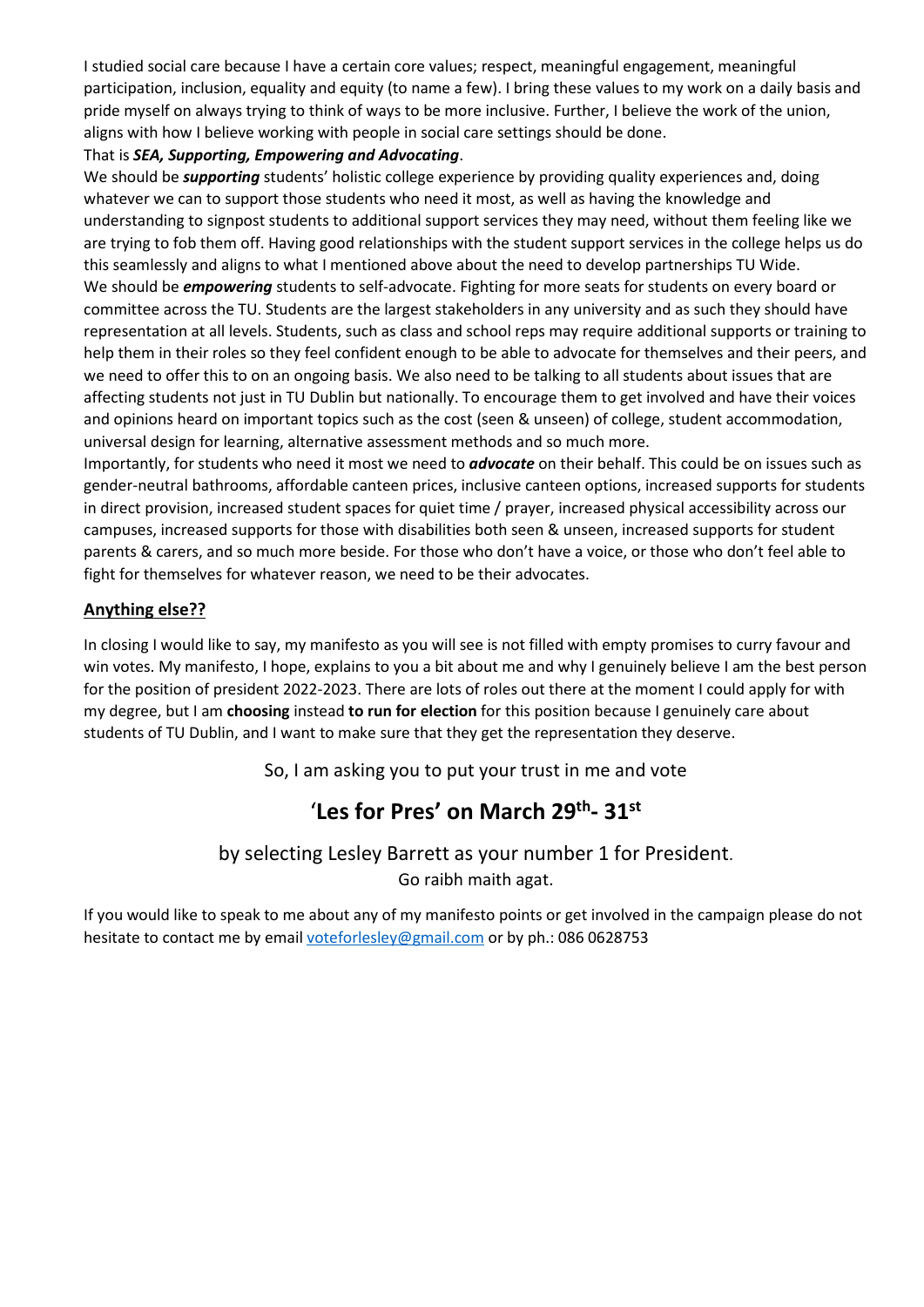I studied social care because I have a certain core values; respect, meaningful engagement, meaningful participation, inclusion, equality and equity (to name a few). I bring these values to my work on a daily basis and pride myself on always trying to think of ways to be more inclusive. Further, I believe the work of the union, aligns with how I believe working with people in social care settings should be done.

That is ***SEA, Supporting, Empowering and Advocating***.

We should be ***supporting*** students' holistic college experience by providing quality experiences and, doing whatever we can to support those students who need it most, as well as having the knowledge and understanding to signpost students to additional support services they may need, without them feeling like we are trying to fob them off. Having good relationships with the student support services in the college helps us do this seamlessly and aligns to what I mentioned above about the need to develop partnerships TU Wide.

We should be ***empowering*** students to self-advocate. Fighting for more seats for students on every board or committee across the TU. Students are the largest stakeholders in any university and as such they should have representation at all levels. Students, such as class and school reps may require additional supports or training to help them in their roles so they feel confident enough to be able to advocate for themselves and their peers, and we need to offer this to on an ongoing basis. We also need to be talking to all students about issues that are affecting students not just in TU Dublin but nationally. To encourage them to get involved and have their voices and opinions heard on important topics such as the cost (seen & unseen) of college, student accommodation, universal design for learning, alternative assessment methods and so much more.

Importantly, for students who need it most we need to ***advocate*** on their behalf. This could be on issues such as gender-neutral bathrooms, affordable canteen prices, inclusive canteen options, increased supports for students in direct provision, increased student spaces for quiet time / prayer, increased physical accessibility across our campuses, increased supports for those with disabilities both seen & unseen, increased supports for student parents & carers, and so much more beside. For those who don't have a voice, or those who don't feel able to fight for themselves for whatever reason, we need to be their advocates.

## **Anything else??**

In closing I would like to say, my manifesto as you will see is not filled with empty promises to curry favour and win votes. My manifesto, I hope, explains to you a bit about me and why I genuinely believe I am the best person for the position of president 2022-2023. There are lots of roles out there at the moment I could apply for with my degree, but I am **choosing** instead **to run for election** for this position because I genuinely care about students of TU Dublin, and I want to make sure that they get the representation they deserve.

So, I am asking you to put your trust in me and vote

## 'Les for Pres' on March 29th- 31st

by selecting Lesley Barrett as your number 1 for President.

Go raibh maith agat.

If you would like to speak to me about any of my manifesto points or get involved in the campaign please do not hesitate to contact me by email voteforlesley@gmail.com or by ph.: 086 0628753